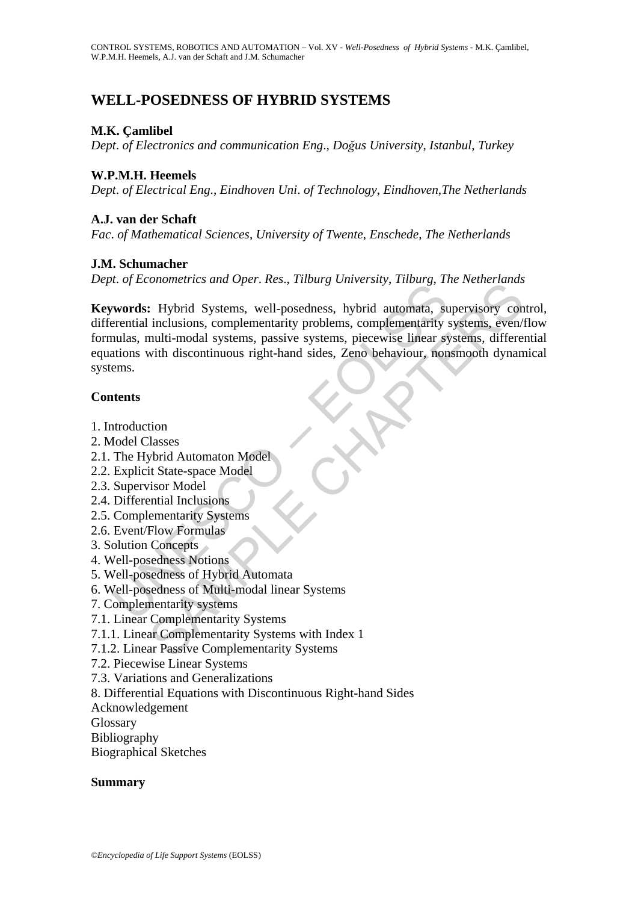# WELL-POSEDNESS OF HYBRID SYSTEMS

**M.K. Çamlibel**

*Dept. of Electronics and communication Eng., Doğus University, Istanbul, Turkey*

**W.P.M.H. Heemels**

*Dept. of Electrical Eng., Eindhoven Uni. of Technology, Eindhoven,The Netherlands*

**A.J. van der Schaft**

*Fac. of Mathematical Sciences, University of Twente, Enschede, The Netherlands*

**J.M. Schumacher**

*Dept. of Econometrics and Oper. Res., Tilburg University, Tilburg, The Netherlands*

**Keywords:** Hybrid Systems, well-posedness, hybrid automata, supervisory control, differential inclusions, complementarity problems, complementarity systems, even/flow formulas, multi-modal systems, passive systems, piecewise linear systems, differential equations with discontinuous right-hand sides, Zeno behaviour, nonsmooth dynamical systems.

## Contents

1. Introduction
2. Model Classes
2.1. The Hybrid Automaton Model
2.2. Explicit State-space Model
2.3. Supervisor Model
2.4. Differential Inclusions
2.5. Complementarity Systems
2.6. Event/Flow Formulas
3. Solution Concepts
4. Well-posedness Notions
5. Well-posedness of Hybrid Automata
6. Well-posedness of Multi-modal linear Systems
7. Complementarity systems
7.1. Linear Complementarity Systems
7.1.1. Linear Complementarity Systems with Index 1
7.1.2. Linear Passive Complementarity Systems
7.2. Piecewise Linear Systems
7.3. Variations and Generalizations
8. Differential Equations with Discontinuous Right-hand Sides
Acknowledgement
Glossary
Bibliography
Biographical Sketches

## Summary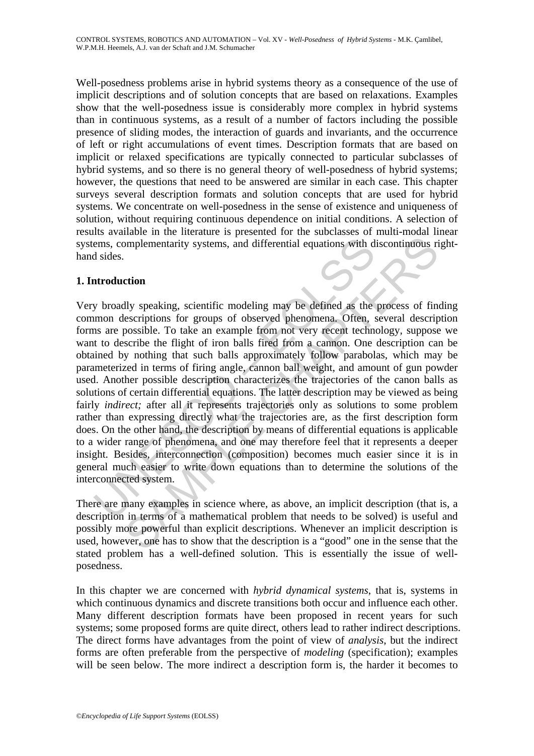Well-posedness problems arise in hybrid systems theory as a consequence of the use of implicit descriptions and of solution concepts that are based on relaxations. Examples show that the well-posedness issue is considerably more complex in hybrid systems than in continuous systems, as a result of a number of factors including the possible presence of sliding modes, the interaction of guards and invariants, and the occurrence of left or right accumulations of event times. Description formats that are based on implicit or relaxed specifications are typically connected to particular subclasses of hybrid systems, and so there is no general theory of well-posedness of hybrid systems; however, the questions that need to be answered are similar in each case. This chapter surveys several description formats and solution concepts that are used for hybrid systems. We concentrate on well-posedness in the sense of existence and uniqueness of solution, without requiring continuous dependence on initial conditions. A selection of results available in the literature is presented for the subclasses of multi-modal linear systems, complementarity systems, and differential equations with discontinuous right-hand sides.

## 1. Introduction

Very broadly speaking, scientific modeling may be defined as the process of finding common descriptions for groups of observed phenomena. Often, several description forms are possible. To take an example from not very recent technology, suppose we want to describe the flight of iron balls fired from a cannon. One description can be obtained by nothing that such balls approximately follow parabolas, which may be parameterized in terms of firing angle, cannon ball weight, and amount of gun powder used. Another possible description characterizes the trajectories of the canon balls as solutions of certain differential equations. The latter description may be viewed as being fairly *indirect;* after all it represents trajectories only as solutions to some problem rather than expressing directly what the trajectories are, as the first description form does. On the other hand, the description by means of differential equations is applicable to a wider range of phenomena, and one may therefore feel that it represents a deeper insight. Besides, interconnection (composition) becomes much easier since it is in general much easier to write down equations than to determine the solutions of the interconnected system.

There are many examples in science where, as above, an implicit description (that is, a description in terms of a mathematical problem that needs to be solved) is useful and possibly more powerful than explicit descriptions. Whenever an implicit description is used, however, one has to show that the description is a "good" one in the sense that the stated problem has a well-defined solution. This is essentially the issue of well-posedness.

In this chapter we are concerned with *hybrid dynamical systems*, that is, systems in which continuous dynamics and discrete transitions both occur and influence each other. Many different description formats have been proposed in recent years for such systems; some proposed forms are quite direct, others lead to rather indirect descriptions. The direct forms have advantages from the point of view of *analysis*, but the indirect forms are often preferable from the perspective of *modeling* (specification); examples will be seen below. The more indirect a description form is, the harder it becomes to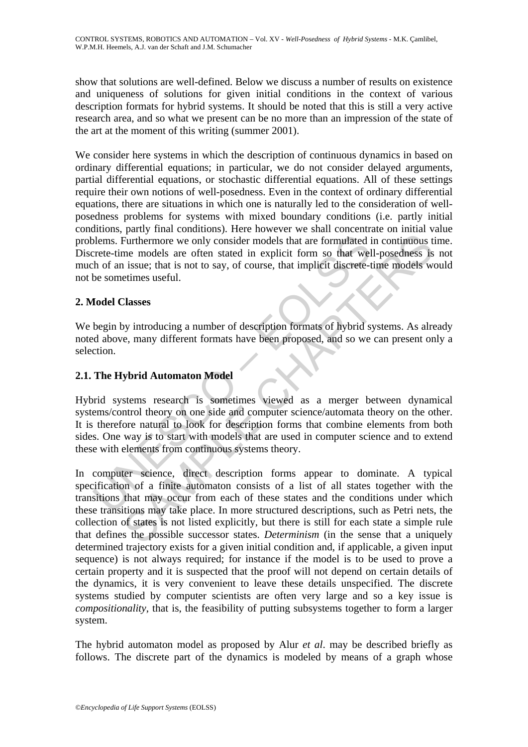show that solutions are well-defined. Below we discuss a number of results on existence and uniqueness of solutions for given initial conditions in the context of various description formats for hybrid systems. It should be noted that this is still a very active research area, and so what we present can be no more than an impression of the state of the art at the moment of this writing (summer 2001).

We consider here systems in which the description of continuous dynamics in based on ordinary differential equations; in particular, we do not consider delayed arguments, partial differential equations, or stochastic differential equations. All of these settings require their own notions of well-posedness. Even in the context of ordinary differential equations, there are situations in which one is naturally led to the consideration of well-posedness problems for systems with mixed boundary conditions (i.e. partly initial conditions, partly final conditions). Here however we shall concentrate on initial value problems. Furthermore we only consider models that are formulated in continuous time. Discrete-time models are often stated in explicit form so that well-posedness is not much of an issue; that is not to say, of course, that implicit discrete-time models would not be sometimes useful.

## 2. Model Classes

We begin by introducing a number of description formats of hybrid systems. As already noted above, many different formats have been proposed, and so we can present only a selection.

### 2.1. The Hybrid Automaton Model

Hybrid systems research is sometimes viewed as a merger between dynamical systems/control theory on one side and computer science/automata theory on the other. It is therefore natural to look for description forms that combine elements from both sides. One way is to start with models that are used in computer science and to extend these with elements from continuous systems theory.

In computer science, direct description forms appear to dominate. A typical specification of a finite automaton consists of a list of all states together with the transitions that may occur from each of these states and the conditions under which these transitions may take place. In more structured descriptions, such as Petri nets, the collection of states is not listed explicitly, but there is still for each state a simple rule that defines the possible successor states. *Determinism* (in the sense that a uniquely determined trajectory exists for a given initial condition and, if applicable, a given input sequence) is not always required; for instance if the model is to be used to prove a certain property and it is suspected that the proof will not depend on certain details of the dynamics, it is very convenient to leave these details unspecified. The discrete systems studied by computer scientists are often very large and so a key issue is *compositionality*, that is, the feasibility of putting subsystems together to form a larger system.

The hybrid automaton model as proposed by Alur *et al*. may be described briefly as follows. The discrete part of the dynamics is modeled by means of a graph whose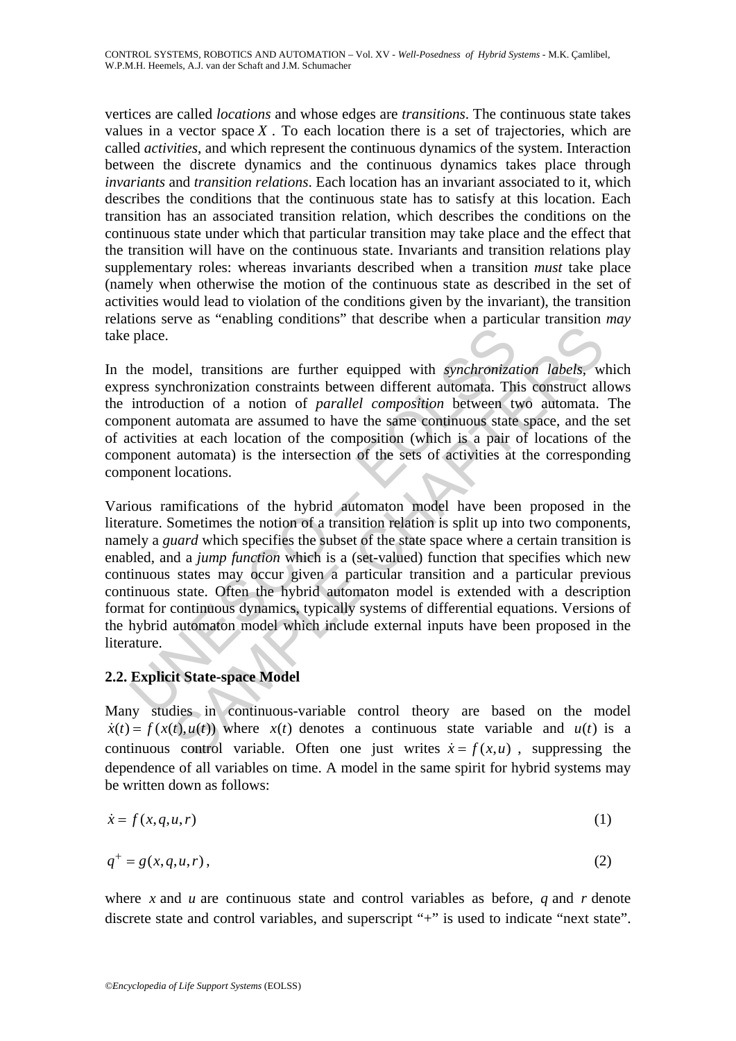vertices are called *locations* and whose edges are *transitions*. The continuous state takes values in a vector space $X$. To each location there is a set of trajectories, which are called *activities*, and which represent the continuous dynamics of the system. Interaction between the discrete dynamics and the continuous dynamics takes place through *invariants* and *transition relations*. Each location has an invariant associated to it, which describes the conditions that the continuous state has to satisfy at this location. Each transition has an associated transition relation, which describes the conditions on the continuous state under which that particular transition may take place and the effect that the transition will have on the continuous state. Invariants and transition relations play supplementary roles: whereas invariants described when a transition *must* take place (namely when otherwise the motion of the continuous state as described in the set of activities would lead to violation of the conditions given by the invariant), the transition relations serve as "enabling conditions" that describe when a particular transition *may* take place.

In the model, transitions are further equipped with *synchronization labels*, which express synchronization constraints between different automata. This construct allows the introduction of a notion of *parallel composition* between two automata. The component automata are assumed to have the same continuous state space, and the set of activities at each location of the composition (which is a pair of locations of the component automata) is the intersection of the sets of activities at the corresponding component locations.

Various ramifications of the hybrid automaton model have been proposed in the literature. Sometimes the notion of a transition relation is split up into two components, namely a *guard* which specifies the subset of the state space where a certain transition is enabled, and a *jump function* which is a (set-valued) function that specifies which new continuous states may occur given a particular transition and a particular previous continuous state. Often the hybrid automaton model is extended with a description format for continuous dynamics, typically systems of differential equations. Versions of the hybrid automaton model which include external inputs have been proposed in the literature.

### 2.2. Explicit State-space Model

Many studies in continuous-variable control theory are based on the model $\dot{x}(t) = f(x(t), u(t))$ where $x(t)$ denotes a continuous state variable and $u(t)$ is a continuous control variable. Often one just writes $\dot{x} = f(x,u)$, suppressing the dependence of all variables on time. A model in the same spirit for hybrid systems may be written down as follows:

$$\dot{x} = f(x,q,u,r) \tag{1}$$

$$q^{+} = g(x,q,u,r), \tag{2}$$

where $x$ and $u$ are continuous state and control variables as before, $q$ and $r$ denote discrete state and control variables, and superscript "+" is used to indicate "next state".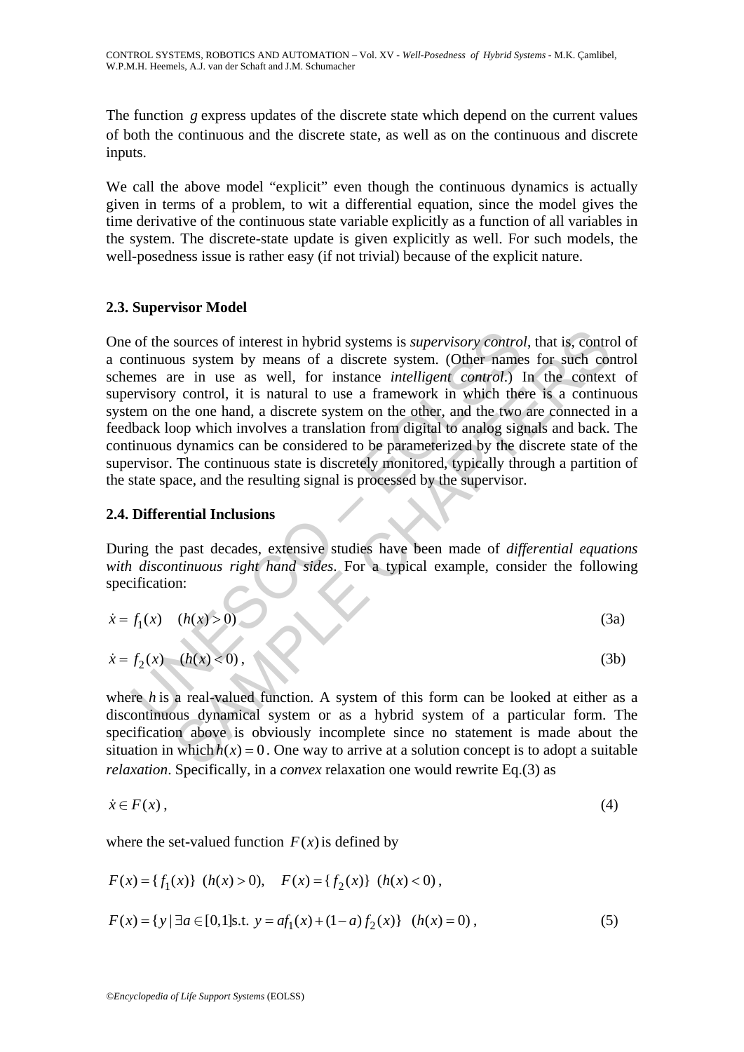The function $g$ express updates of the discrete state which depend on the current values of both the continuous and the discrete state, as well as on the continuous and discrete inputs.

We call the above model "explicit" even though the continuous dynamics is actually given in terms of a problem, to wit a differential equation, since the model gives the time derivative of the continuous state variable explicitly as a function of all variables in the system. The discrete-state update is given explicitly as well. For such models, the well-posedness issue is rather easy (if not trivial) because of the explicit nature.

### 2.3. Supervisor Model

One of the sources of interest in hybrid systems is *supervisory control*, that is, control of a continuous system by means of a discrete system. (Other names for such control schemes are in use as well, for instance *intelligent control*.) In the context of supervisory control, it is natural to use a framework in which there is a continuous system on the one hand, a discrete system on the other, and the two are connected in a feedback loop which involves a translation from digital to analog signals and back. The continuous dynamics can be considered to be parameterized by the discrete state of the supervisor. The continuous state is discretely monitored, typically through a partition of the state space, and the resulting signal is processed by the supervisor.

### 2.4. Differential Inclusions

During the past decades, extensive studies have been made of *differential equations with discontinuous right hand sides*. For a typical example, consider the following specification:

$$\dot{x} = f_1(x) \quad (h(x) > 0) \tag{3a}$$

$$\dot{x} = f_2(x) \quad (h(x) < 0), \tag{3b}$$

where $h$ is a real-valued function. A system of this form can be looked at either as a discontinuous dynamical system or as a hybrid system of a particular form. The specification above is obviously incomplete since no statement is made about the situation in which $h(x) = 0$. One way to arrive at a solution concept is to adopt a suitable *relaxation*. Specifically, in a *convex* relaxation one would rewrite Eq.(3) as

$$\dot{x} \in F(x), \tag{4}$$

where the set-valued function $F(x)$ is defined by

$$F(x) = \{f_1(x)\} \;\; (h(x) > 0), \quad F(x) = \{f_2(x)\} \;\; (h(x) < 0),$$

$$F(x) = \{y \mid \exists a \in [0,1] \text{s.t. } y = af_1(x) + (1-a)f_2(x)\} \quad (h(x) = 0), \tag{5}$$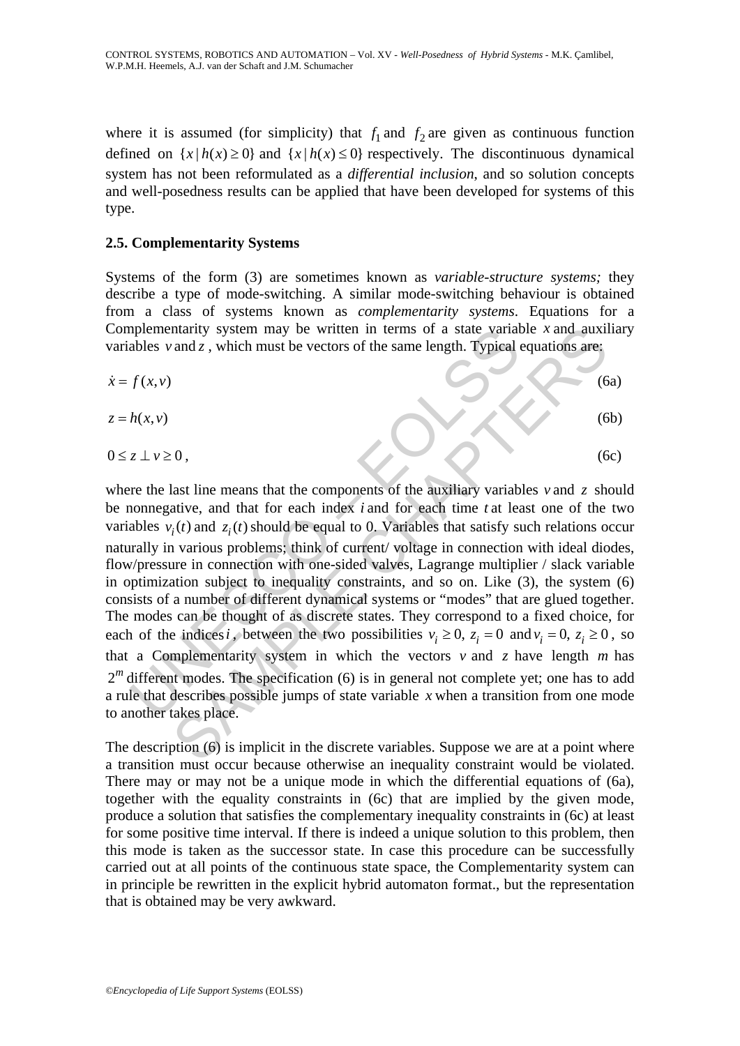where it is assumed (for simplicity) that $f_1$ and $f_2$ are given as continuous function defined on $\{x \mid h(x) \geq 0\}$ and $\{x \mid h(x) \leq 0\}$ respectively. The discontinuous dynamical system has not been reformulated as a *differential inclusion*, and so solution concepts and well-posedness results can be applied that have been developed for systems of this type.

### 2.5. Complementarity Systems

Systems of the form (3) are sometimes known as *variable-structure systems;* they describe a type of mode-switching. A similar mode-switching behaviour is obtained from a class of systems known as *complementarity systems*. Equations for a Complementarity system may be written in terms of a state variable $x$ and auxiliary variables $v$ and $z$ , which must be vectors of the same length. Typical equations are:

$$\dot{x} = f(x, v) \tag{6a}$$

$$z = h(x, v) \tag{6b}$$

$$0 \leq z \perp v \geq 0 \,, \tag{6c}$$

where the last line means that the components of the auxiliary variables $v$ and $z$ should be nonnegative, and that for each index $i$ and for each time $t$ at least one of the two variables $v_i(t)$ and $z_i(t)$ should be equal to 0. Variables that satisfy such relations occur naturally in various problems; think of current/ voltage in connection with ideal diodes, flow/pressure in connection with one-sided valves, Lagrange multiplier / slack variable in optimization subject to inequality constraints, and so on. Like (3), the system (6) consists of a number of different dynamical systems or "modes" that are glued together. The modes can be thought of as discrete states. They correspond to a fixed choice, for each of the indices $i$ , between the two possibilities $v_i \geq 0,\ z_i = 0$ and $v_i = 0,\ z_i \geq 0$ , so that a Complementarity system in which the vectors $v$ and $z$ have length $m$ has $2^m$ different modes. The specification (6) is in general not complete yet; one has to add a rule that describes possible jumps of state variable $x$ when a transition from one mode to another takes place.

The description (6) is implicit in the discrete variables. Suppose we are at a point where a transition must occur because otherwise an inequality constraint would be violated. There may or may not be a unique mode in which the differential equations of (6a), together with the equality constraints in (6c) that are implied by the given mode, produce a solution that satisfies the complementary inequality constraints in (6c) at least for some positive time interval. If there is indeed a unique solution to this problem, then this mode is taken as the successor state. In case this procedure can be successfully carried out at all points of the continuous state space, the Complementarity system can in principle be rewritten in the explicit hybrid automaton format., but the representation that is obtained may be very awkward.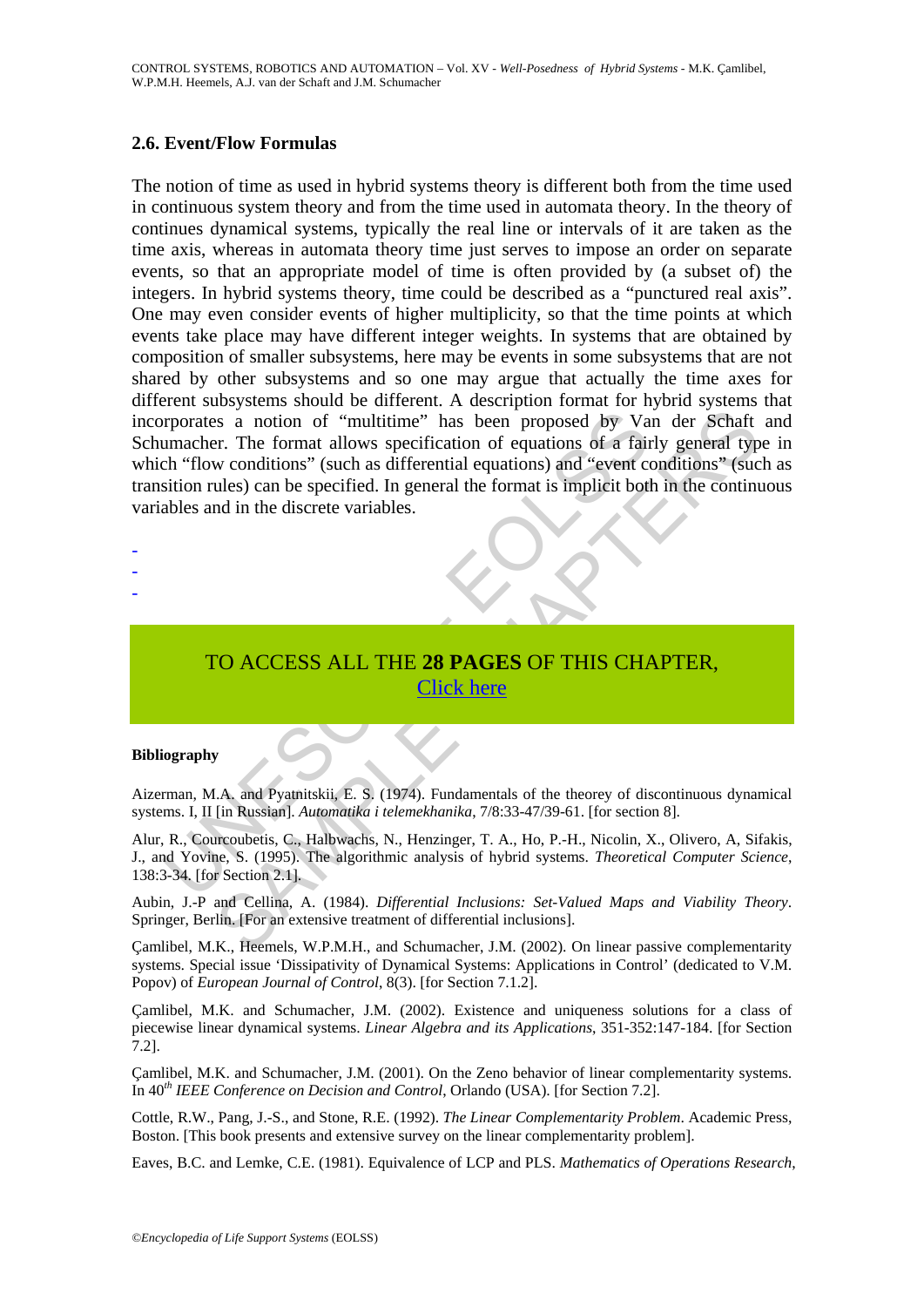### 2.6. Event/Flow Formulas

The notion of time as used in hybrid systems theory is different both from the time used in continuous system theory and from the time used in automata theory. In the theory of continues dynamical systems, typically the real line or intervals of it are taken as the time axis, whereas in automata theory time just serves to impose an order on separate events, so that an appropriate model of time is often provided by (a subset of) the integers. In hybrid systems theory, time could be described as a "punctured real axis". One may even consider events of higher multiplicity, so that the time points at which events take place may have different integer weights. In systems that are obtained by composition of smaller subsystems, here may be events in some subsystems that are not shared by other subsystems and so one may argue that actually the time axes for different subsystems should be different. A description format for hybrid systems that incorporates a notion of "multitime" has been proposed by Van der Schaft and Schumacher. The format allows specification of equations of a fairly general type in which "flow conditions" (such as differential equations) and "event conditions" (such as transition rules) can be specified. In general the format is implicit both in the continuous variables and in the discrete variables.

-
-
-

TO ACCESS ALL THE **28 PAGES** OF THIS CHAPTER,
Click here

#### Bibliography

Aizerman, M.A. and Pyatnitskii, E. S. (1974). Fundamentals of the theorey of discontinuous dynamical systems. I, II [in Russian]. *Automatika i telemekhanika*, 7/8:33-47/39-61. [for section 8].

Alur, R., Courcoubetis, C., Halbwachs, N., Henzinger, T. A., Ho, P.-H., Nicolin, X., Olivero, A, Sifakis, J., and Yovine, S. (1995). The algorithmic analysis of hybrid systems. *Theoretical Computer Science*, 138:3-34. [for Section 2.1].

Aubin, J.-P and Cellina, A. (1984). *Differential Inclusions: Set-Valued Maps and Viability Theory*. Springer, Berlin. [For an extensive treatment of differential inclusions].

Çamlibel, M.K., Heemels, W.P.M.H., and Schumacher, J.M. (2002). On linear passive complementarity systems. Special issue 'Dissipativity of Dynamical Systems: Applications in Control' (dedicated to V.M. Popov) of *European Journal of Control*, 8(3). [for Section 7.1.2].

Çamlibel, M.K. and Schumacher, J.M. (2002). Existence and uniqueness solutions for a class of piecewise linear dynamical systems. *Linear Algebra and its Applications*, 351-352:147-184. [for Section 7.2].

Çamlibel, M.K. and Schumacher, J.M. (2001). On the Zeno behavior of linear complementarity systems. In 40$^{th}$ *IEEE Conference on Decision and Control*, Orlando (USA). [for Section 7.2].

Cottle, R.W., Pang, J.-S., and Stone, R.E. (1992). *The Linear Complementarity Problem*. Academic Press, Boston. [This book presents and extensive survey on the linear complementarity problem].

Eaves, B.C. and Lemke, C.E. (1981). Equivalence of LCP and PLS. *Mathematics of Operations Research*,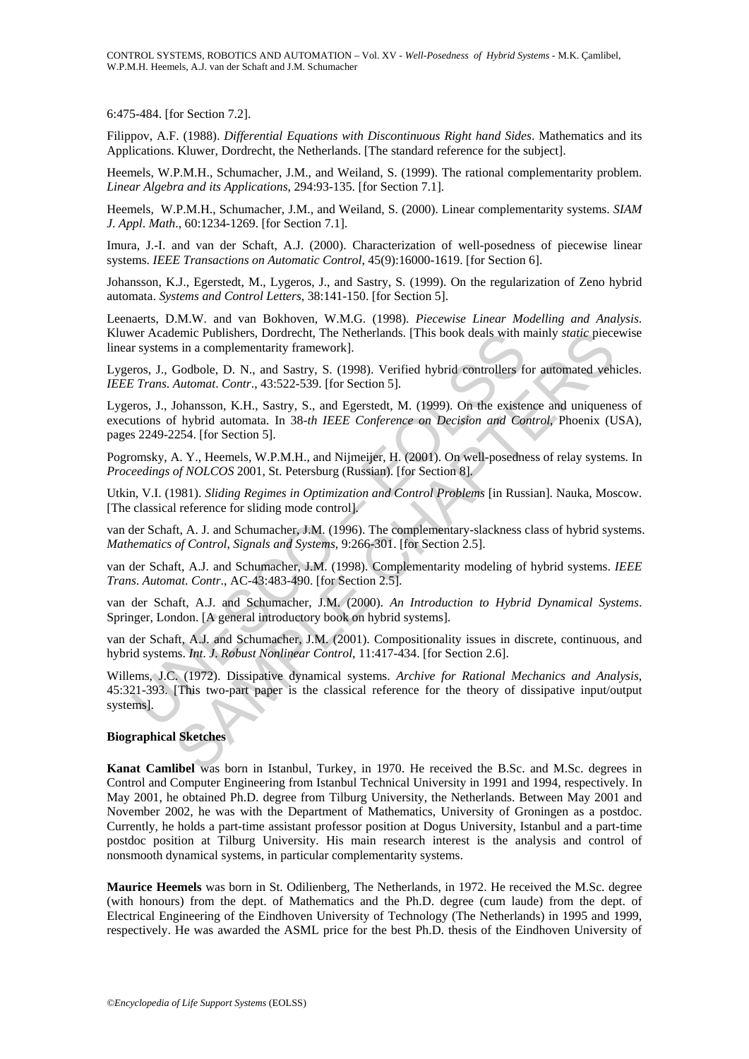6:475-484. [for Section 7.2].

Filippov, A.F. (1988). *Differential Equations with Discontinuous Right hand Sides*. Mathematics and its Applications. Kluwer, Dordrecht, the Netherlands. [The standard reference for the subject].

Heemels, W.P.M.H., Schumacher, J.M., and Weiland, S. (1999). The rational complementarity problem. *Linear Algebra and its Applications*, 294:93-135. [for Section 7.1].

Heemels, W.P.M.H., Schumacher, J.M., and Weiland, S. (2000). Linear complementarity systems. *SIAM J. Appl. Math*., 60:1234-1269. [for Section 7.1].

Imura, J.-I. and van der Schaft, A.J. (2000). Characterization of well-posedness of piecewise linear systems. *IEEE Transactions on Automatic Control*, 45(9):16000-1619. [for Section 6].

Johansson, K.J., Egerstedt, M., Lygeros, J., and Sastry, S. (1999). On the regularization of Zeno hybrid automata. *Systems and Control Letters*, 38:141-150. [for Section 5].

Leenaerts, D.M.W. and van Bokhoven, W.M.G. (1998). *Piecewise Linear Modelling and Analysis*. Kluwer Academic Publishers, Dordrecht, The Netherlands. [This book deals with mainly *static* piecewise linear systems in a complementarity framework].

Lygeros, J., Godbole, D. N., and Sastry, S. (1998). Verified hybrid controllers for automated vehicles. *IEEE Trans. Automat. Contr*., 43:522-539. [for Section 5].

Lygeros, J., Johansson, K.H., Sastry, S., and Egerstedt, M. (1999). On the existence and uniqueness of executions of hybrid automata. In 38*-th IEEE Conference on Decision and Control*, Phoenix (USA), pages 2249-2254. [for Section 5].

Pogromsky, A. Y., Heemels, W.P.M.H., and Nijmeijer, H. (2001). On well-posedness of relay systems. In *Proceedings of NOLCOS* 2001, St. Petersburg (Russian). [for Section 8].

Utkin, V.I. (1981). *Sliding Regimes in Optimization and Control Problems* [in Russian]. Nauka, Moscow. [The classical reference for sliding mode control].

van der Schaft, A. J. and Schumacher, J.M. (1996). The complementary-slackness class of hybrid systems. *Mathematics of Control, Signals and Systems*, 9:266-301. [for Section 2.5].

van der Schaft, A.J. and Schumacher, J.M. (1998). Complementarity modeling of hybrid systems. *IEEE Trans. Automat. Contr*., AC-43:483-490. [for Section 2.5].

van der Schaft, A.J. and Schumacher, J.M. (2000). *An Introduction to Hybrid Dynamical Systems*. Springer, London. [A general introductory book on hybrid systems].

van der Schaft, A.J. and Schumacher, J.M. (2001). Compositionality issues in discrete, continuous, and hybrid systems. *Int. J. Robust Nonlinear Control*, 11:417-434. [for Section 2.6].

Willems, J.C. (1972). Dissipative dynamical systems. *Archive for Rational Mechanics and Analysis*, 45:321-393. [This two-part paper is the classical reference for the theory of dissipative input/output systems].

**Biographical Sketches**

**Kanat Camlibel** was born in Istanbul, Turkey, in 1970. He received the B.Sc. and M.Sc. degrees in Control and Computer Engineering from Istanbul Technical University in 1991 and 1994, respectively. In May 2001, he obtained Ph.D. degree from Tilburg University, the Netherlands. Between May 2001 and November 2002, he was with the Department of Mathematics, University of Groningen as a postdoc. Currently, he holds a part-time assistant professor position at Dogus University, Istanbul and a part-time postdoc position at Tilburg University. His main research interest is the analysis and control of nonsmooth dynamical systems, in particular complementarity systems.

**Maurice Heemels** was born in St. Odilienberg, The Netherlands, in 1972. He received the M.Sc. degree (with honours) from the dept. of Mathematics and the Ph.D. degree (cum laude) from the dept. of Electrical Engineering of the Eindhoven University of Technology (The Netherlands) in 1995 and 1999, respectively. He was awarded the ASML price for the best Ph.D. thesis of the Eindhoven University of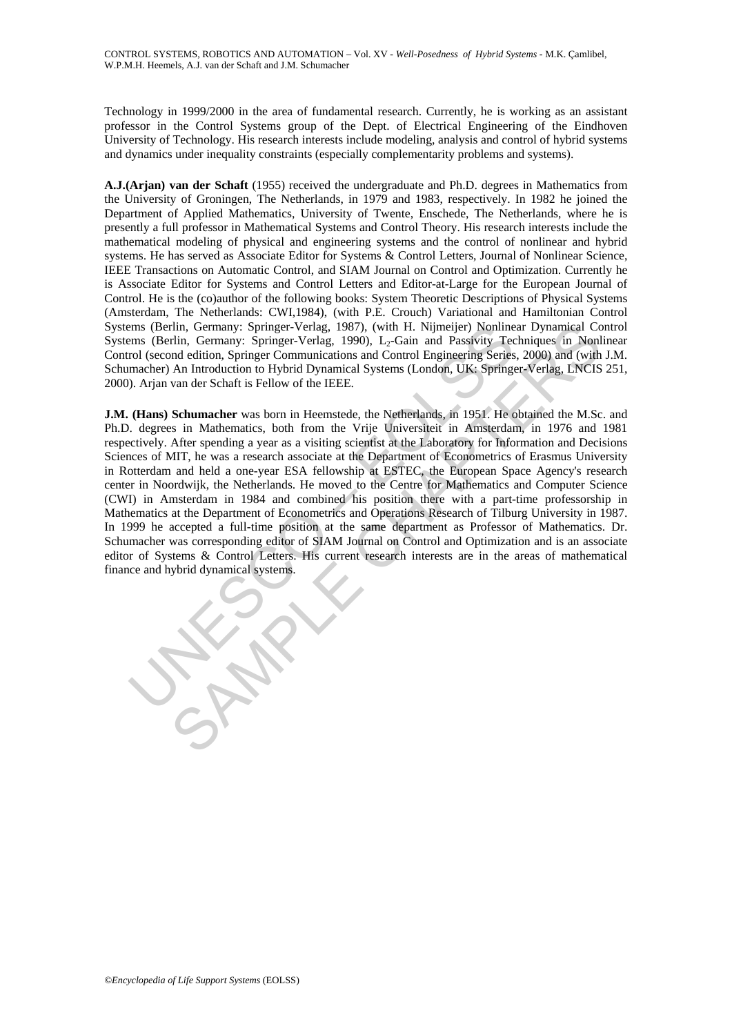Technology in 1999/2000 in the area of fundamental research. Currently, he is working as an assistant professor in the Control Systems group of the Dept. of Electrical Engineering of the Eindhoven University of Technology. His research interests include modeling, analysis and control of hybrid systems and dynamics under inequality constraints (especially complementarity problems and systems).

**A.J.(Arjan) van der Schaft** (1955) received the undergraduate and Ph.D. degrees in Mathematics from the University of Groningen, The Netherlands, in 1979 and 1983, respectively. In 1982 he joined the Department of Applied Mathematics, University of Twente, Enschede, The Netherlands, where he is presently a full professor in Mathematical Systems and Control Theory. His research interests include the mathematical modeling of physical and engineering systems and the control of nonlinear and hybrid systems. He has served as Associate Editor for Systems & Control Letters, Journal of Nonlinear Science, IEEE Transactions on Automatic Control, and SIAM Journal on Control and Optimization. Currently he is Associate Editor for Systems and Control Letters and Editor-at-Large for the European Journal of Control. He is the (co)author of the following books: System Theoretic Descriptions of Physical Systems (Amsterdam, The Netherlands: CWI,1984), (with P.E. Crouch) Variational and Hamiltonian Control Systems (Berlin, Germany: Springer-Verlag, 1987), (with H. Nijmeijer) Nonlinear Dynamical Control Systems (Berlin, Germany: Springer-Verlag, 1990), $L_2$-Gain and Passivity Techniques in Nonlinear Control (second edition, Springer Communications and Control Engineering Series, 2000) and (with J.M. Schumacher) An Introduction to Hybrid Dynamical Systems (London, UK: Springer-Verlag, LNCIS 251, 2000). Arjan van der Schaft is Fellow of the IEEE.

**J.M. (Hans) Schumacher** was born in Heemstede, the Netherlands, in 1951. He obtained the M.Sc. and Ph.D. degrees in Mathematics, both from the Vrije Universiteit in Amsterdam, in 1976 and 1981 respectively. After spending a year as a visiting scientist at the Laboratory for Information and Decisions Sciences of MIT, he was a research associate at the Department of Econometrics of Erasmus University in Rotterdam and held a one-year ESA fellowship at ESTEC, the European Space Agency's research center in Noordwijk, the Netherlands. He moved to the Centre for Mathematics and Computer Science (CWI) in Amsterdam in 1984 and combined his position there with a part-time professorship in Mathematics at the Department of Econometrics and Operations Research of Tilburg University in 1987. In 1999 he accepted a full-time position at the same department as Professor of Mathematics. Dr. Schumacher was corresponding editor of SIAM Journal on Control and Optimization and is an associate editor of Systems & Control Letters. His current research interests are in the areas of mathematical finance and hybrid dynamical systems.